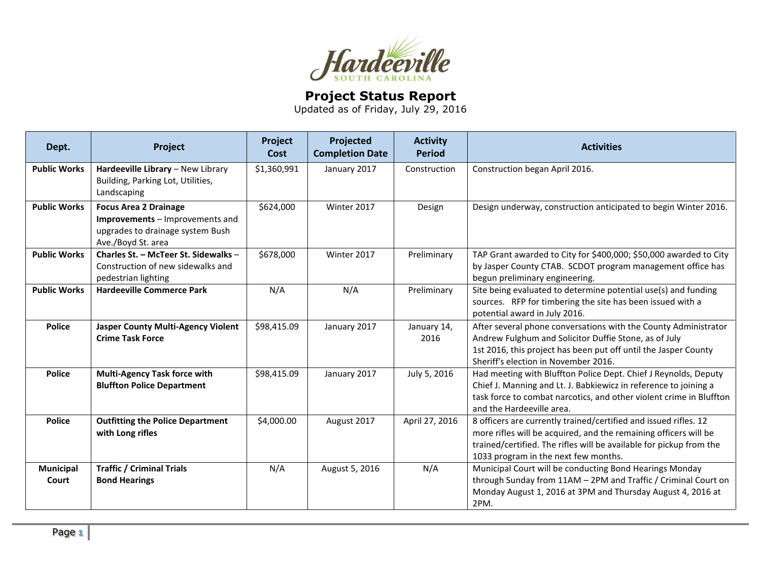Hardeeville
SOUTH CAROLINA

# Project Status Report

Updated as of Friday, July 29, 2016

| Dept. | Project | Project Cost | Projected Completion Date | Activity Period | Activities |
|---|---|---|---|---|---|
| **Public Works** | **Hardeeville Library** – New Library Building, Parking Lot, Utilities, Landscaping | $1,360,991 | January 2017 | Construction | Construction began April 2016. |
| **Public Works** | **Focus Area 2 Drainage Improvements** – Improvements and upgrades to drainage system Bush Ave./Boyd St. area | $624,000 | Winter 2017 | Design | Design underway, construction anticipated to begin Winter 2016. |
| **Public Works** | **Charles St. – McTeer St. Sidewalks** – Construction of new sidewalks and pedestrian lighting | $678,000 | Winter 2017 | Preliminary | TAP Grant awarded to City for $400,000; $50,000 awarded to City by Jasper County CTAB. SCDOT program management office has begun preliminary engineering. |
| **Public Works** | **Hardeeville Commerce Park** | N/A | N/A | Preliminary | Site being evaluated to determine potential use(s) and funding sources. RFP for timbering the site has been issued with a potential award in July 2016. |
| **Police** | **Jasper County Multi-Agency Violent Crime Task Force** | $98,415.09 | January 2017 | January 14, 2016 | After several phone conversations with the County Administrator Andrew Fulghum and Solicitor Duffie Stone, as of July 1st 2016, this project has been put off until the Jasper County Sheriff's election in November 2016. |
| **Police** | **Multi-Agency Task force with Bluffton Police Department** | $98,415.09 | January 2017 | July 5, 2016 | Had meeting with Bluffton Police Dept. Chief J Reynolds, Deputy Chief J. Manning and Lt. J. Babkiewicz in reference to joining a task force to combat narcotics, and other violent crime in Bluffton and the Hardeeville area. |
| **Police** | **Outfitting the Police Department with Long rifles** | $4,000.00 | August 2017 | April 27, 2016 | 8 officers are currently trained/certified and issued rifles. 12 more rifles will be acquired, and the remaining officers will be trained/certified. The rifles will be available for pickup from the 1033 program in the next few months. |
| **Municipal Court** | **Traffic / Criminal Trials Bond Hearings** | N/A | August 5, 2016 | N/A | Municipal Court will be conducting Bond Hearings Monday through Sunday from 11AM – 2PM and Traffic / Criminal Court on Monday August 1, 2016 at 3PM and Thursday August 4, 2016 at 2PM. |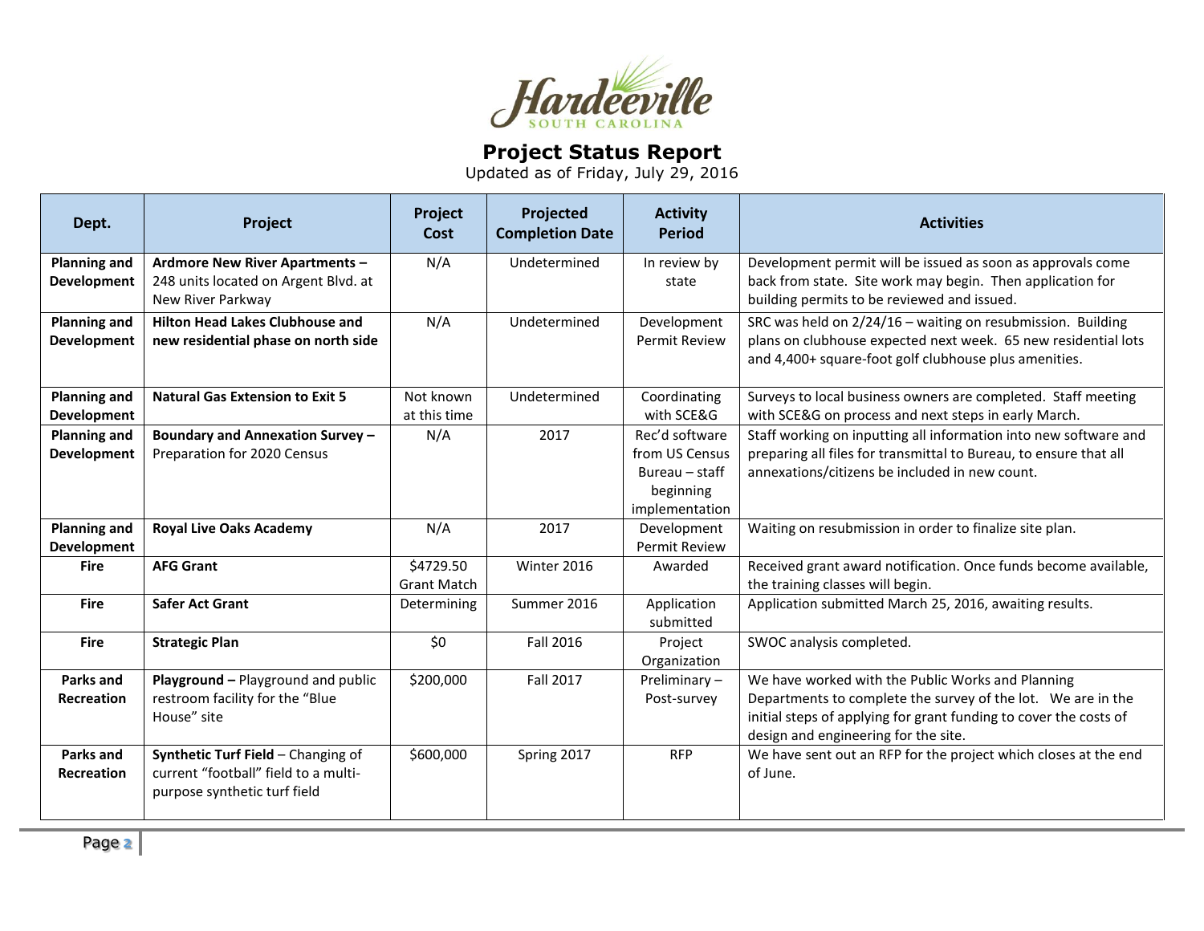Hardeeville
SOUTH CAROLINA

# Project Status Report

Updated as of Friday, July 29, 2016

| Dept. | Project | Project Cost | Projected Completion Date | Activity Period | Activities |
|---|---|---|---|---|---|
| **Planning and Development** | **Ardmore New River Apartments –** 248 units located on Argent Blvd. at New River Parkway | N/A | Undetermined | In review by state | Development permit will be issued as soon as approvals come back from state. Site work may begin. Then application for building permits to be reviewed and issued. |
| **Planning and Development** | **Hilton Head Lakes Clubhouse and new residential phase on north side** | N/A | Undetermined | Development Permit Review | SRC was held on 2/24/16 – waiting on resubmission. Building plans on clubhouse expected next week. 65 new residential lots and 4,400+ square-foot golf clubhouse plus amenities. |
| **Planning and Development** | **Natural Gas Extension to Exit 5** | Not known at this time | Undetermined | Coordinating with SCE&G | Surveys to local business owners are completed. Staff meeting with SCE&G on process and next steps in early March. |
| **Planning and Development** | **Boundary and Annexation Survey –** Preparation for 2020 Census | N/A | 2017 | Rec'd software from US Census Bureau – staff beginning implementation | Staff working on inputting all information into new software and preparing all files for transmittal to Bureau, to ensure that all annexations/citizens be included in new count. |
| **Planning and Development** | **Royal Live Oaks Academy** | N/A | 2017 | Development Permit Review | Waiting on resubmission in order to finalize site plan. |
| **Fire** | **AFG Grant** | $4729.50 Grant Match | Winter 2016 | Awarded | Received grant award notification. Once funds become available, the training classes will begin. |
| **Fire** | **Safer Act Grant** | Determining | Summer 2016 | Application submitted | Application submitted March 25, 2016, awaiting results. |
| **Fire** | **Strategic Plan** | $0 | Fall 2016 | Project Organization | SWOC analysis completed. |
| **Parks and Recreation** | **Playground –** Playground and public restroom facility for the "Blue House" site | $200,000 | Fall 2017 | Preliminary – Post-survey | We have worked with the Public Works and Planning Departments to complete the survey of the lot. We are in the initial steps of applying for grant funding to cover the costs of design and engineering for the site. |
| **Parks and Recreation** | **Synthetic Turf Field** – Changing of current "football" field to a multi-purpose synthetic turf field | $600,000 | Spring 2017 | RFP | We have sent out an RFP for the project which closes at the end of June. |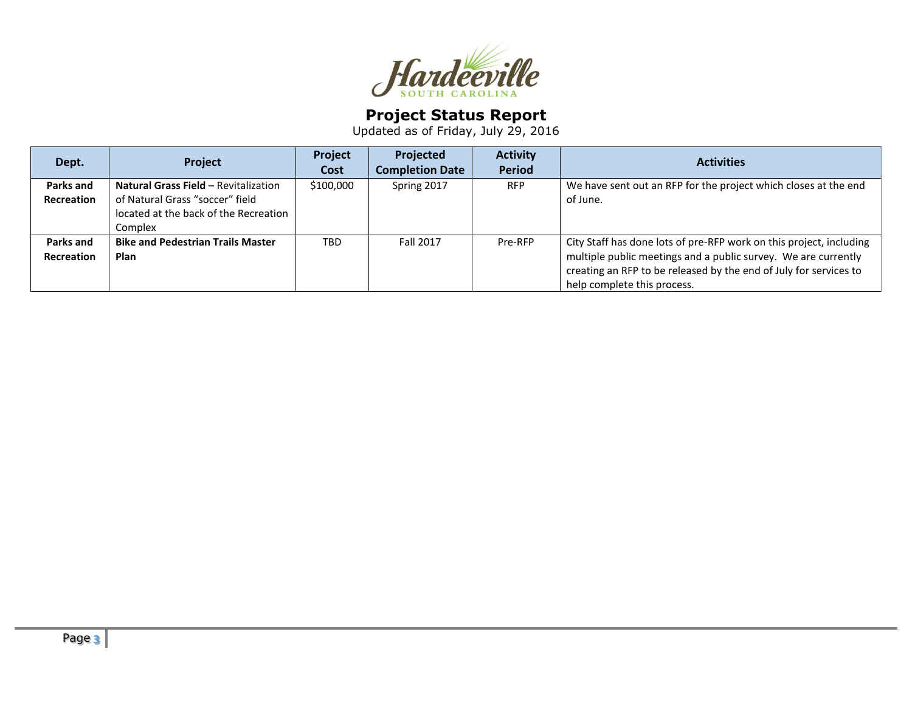Hardeeville
SOUTH CAROLINA

# Project Status Report

Updated as of Friday, July 29, 2016

| Dept. | Project | Project Cost | Projected Completion Date | Activity Period | Activities |
|---|---|---|---|---|---|
| **Parks and Recreation** | **Natural Grass Field** – Revitalization of Natural Grass "soccer" field located at the back of the Recreation Complex | $100,000 | Spring 2017 | RFP | We have sent out an RFP for the project which closes at the end of June. |
| **Parks and Recreation** | **Bike and Pedestrian Trails Master Plan** | TBD | Fall 2017 | Pre-RFP | City Staff has done lots of pre-RFP work on this project, including multiple public meetings and a public survey. We are currently creating an RFP to be released by the end of July for services to help complete this process. |